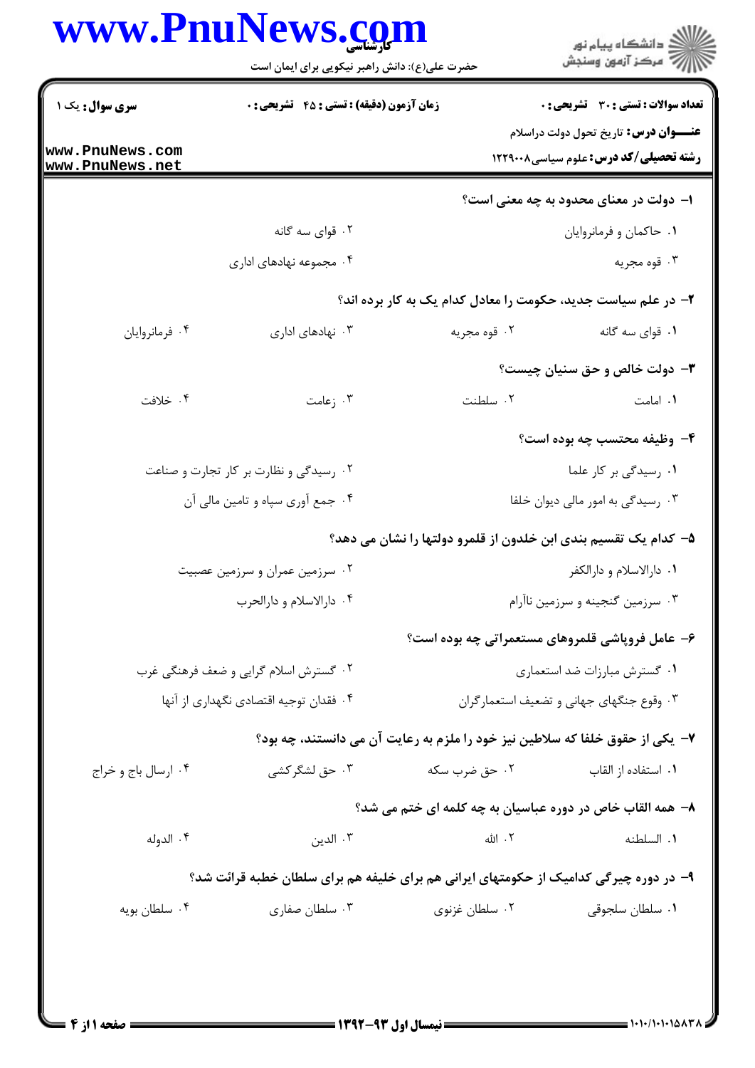**سری سوال:** یک ۱

**زمان آزمون (دقیقه) : تستی : ۴۵ تشریحی : ۰**

**تعداد سوالات : تستی : ۳۰ تشریحی : ۰**

**عنـــوان درس:** تاریخ تحول دولت دراسلام

**رشته تحصیلی/کد درس:** علوم سیاسی۱۲۲۹۰۰۸

۱- دولت در معنای محدود به چه معنی است؟

۱. حاکمان و فرمانروایان
۲. قوای سه گانه
۳. قوه مجریه
۴. مجموعه نهادهای اداری

۲- در علم سیاست جدید، حکومت را معادل کدام یک به کار برده اند؟

۱. قوای سه گانه
۲. قوه مجریه
۳. نهادهای اداری
۴. فرمانروایان

۳- دولت خالص و حق سنیان چیست؟

۱. امامت
۲. سلطنت
۳. زعامت
۴. خلافت

۴- وظیفه محتسب چه بوده است؟

۱. رسیدگی بر کار علما
۲. رسیدگی و نظارت بر کار تجارت و صناعت
۳. رسیدگی به امور مالی دیوان خلفا
۴. جمع آوری سپاه و تامین مالی آن

۵- کدام یک تقسیم بندی ابن خلدون از قلمرو دولتها را نشان می دهد؟

۱. دارالاسلام و دارالکفر
۲. سرزمین عمران و سرزمین عصبیت
۳. سرزمین گنجینه و سرزمین ناآرام
۴. دارالاسلام و دارالحرب

۶- عامل فروپاشی قلمروهای مستعمراتی چه بوده است؟

۱. گسترش مبارزات ضد استعماری
۲. گسترش اسلام گرایی و ضعف فرهنگی غرب
۳. وقوع جنگهای جهانی و تضعیف استعمارگران
۴. فقدان توجیه اقتصادی نگهداری از آنها

۷- یکی از حقوق خلفا که سلاطین نیز خود را ملزم به رعایت آن می دانستند، چه بود؟

۱. استفاده از القاب
۲. حق ضرب سکه
۳. حق لشگرکشی
۴. ارسال باج و خراج

۸- همه القاب خاص در دوره عباسیان به چه کلمه ای ختم می شد؟

۱. السلطنه
۲. الله
۳. الدین
۴. الدوله

۹- در دوره چیرگی کدامیک از حکومتهای ایرانی هم برای خلیفه هم برای سلطان خطبه قرائت شد؟

۱. سلطان سلجوقی
۲. سلطان غزنوی
۳. سلطان صفاری
۴. سلطان بویه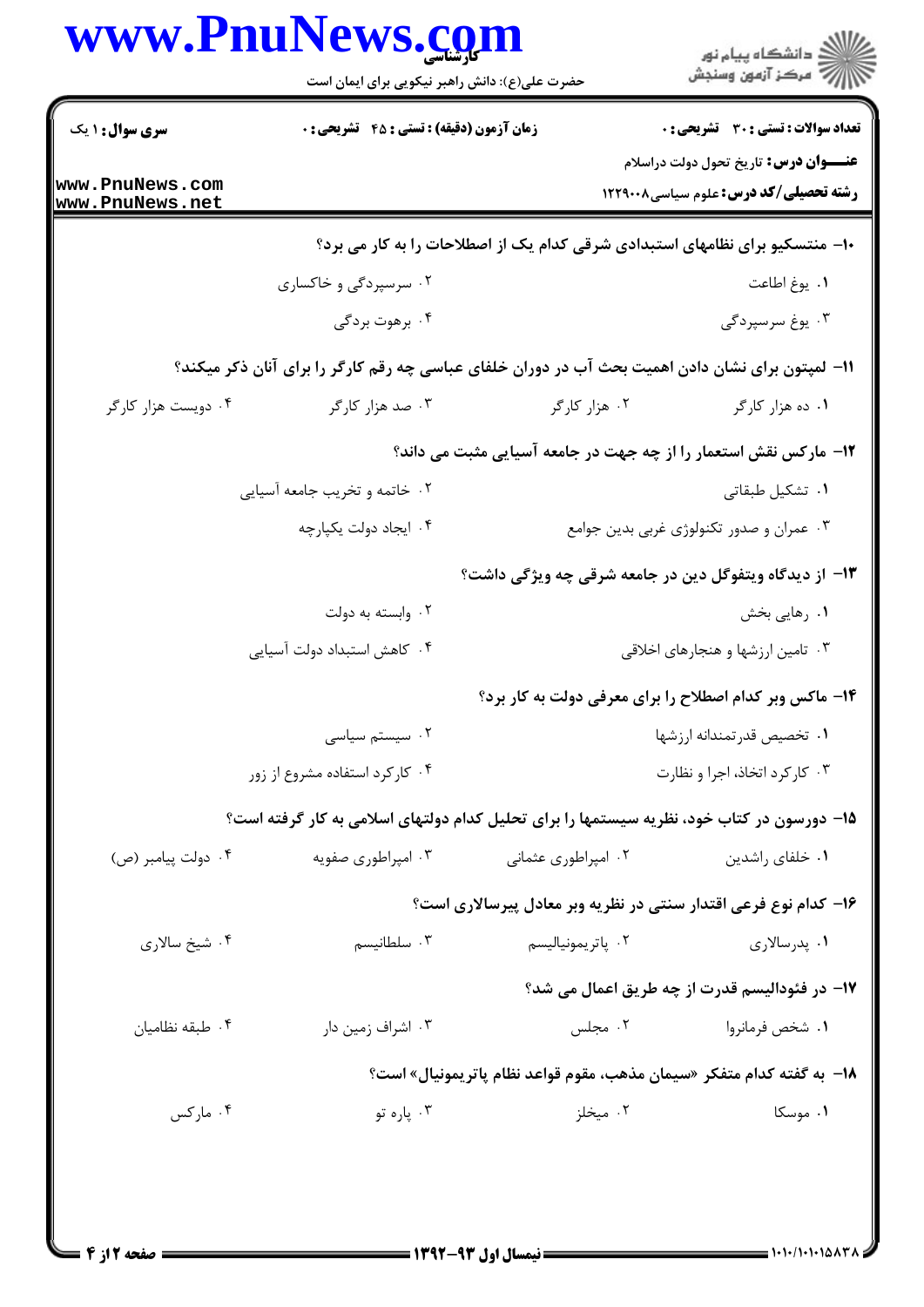**سری سوال:** ۱ یک

**زمان آزمون (دقیقه) : تستی : ۴۵ تشریحی : ۰**

**تعداد سوالات : تستی : ۳۰ تشریحی : ۰**

**عنـــوان درس:** تاریخ تحول دولت دراسلام

**رشته تحصیلی/کد درس:** علوم سیاسی۱۲۲۹۰۰۸

۱۰- منتسکیو برای نظامهای استبدادی شرقی کدام یک از اصطلاحات را به کار می برد؟

۱. یوغ اطاعت
۲. سرسپردگی و خاکساری
۳. یوغ سرسپردگی
۴. برهوت بردگی

۱۱- لمپتون برای نشان دادن اهمیت بحث آب در دوران خلفای عباسی چه رقم کارگر را برای آنان ذکر میکند؟

۱. ده هزار کارگر
۲. هزار کارگر
۳. صد هزار کارگر
۴. دویست هزار کارگر

۱۲- مارکس نقش استعمار را از چه جهت در جامعه آسیایی مثبت می داند؟

۱. تشکیل طبقاتی
۲. خاتمه و تخریب جامعه آسیایی
۳. عمران و صدور تکنولوژی غربی بدین جوامع
۴. ایجاد دولت یکپارچه

۱۳- از دیدگاه ویتفوگل دین در جامعه شرقی چه ویژگی داشت؟

۱. رهایی بخش
۲. وابسته به دولت
۳. تامین ارزشها و هنجارهای اخلاقی
۴. کاهش استبداد دولت آسیایی

۱۴- ماکس وبر کدام اصطلاح را برای معرفی دولت به کار برد؟

۱. تخصیص قدرتمندانه ارزشها
۲. سیستم سیاسی
۳. کارکرد اتخاذ، اجرا و نظارت
۴. کارکرد استفاده مشروع از زور

۱۵- دورسون در کتاب خود، نظریه سیستمها را برای تحلیل کدام دولتهای اسلامی به کار گرفته است؟

۱. خلفای راشدین
۲. امپراطوری عثمانی
۳. امپراطوری صفویه
۴. دولت پیامبر (ص)

۱۶- کدام نوع فرعی اقتدار سنتی در نظریه وبر معادل پیرسالاری است؟

۱. پدرسالاری
۲. پاتریمونیالیسم
۳. سلطانیسم
۴. شیخ سالاری

۱۷- در فئودالیسم قدرت از چه طریق اعمال می شد؟

۱. شخص فرمانروا
۲. مجلس
۳. اشراف زمین دار
۴. طبقه نظامیان

۱۸- به گفته کدام متفکر «سیمان مذهب، مقوم قواعد نظام پاتریمونیال» است؟

۱. موسکا
۲. میخلز
۳. پاره تو
۴. مارکس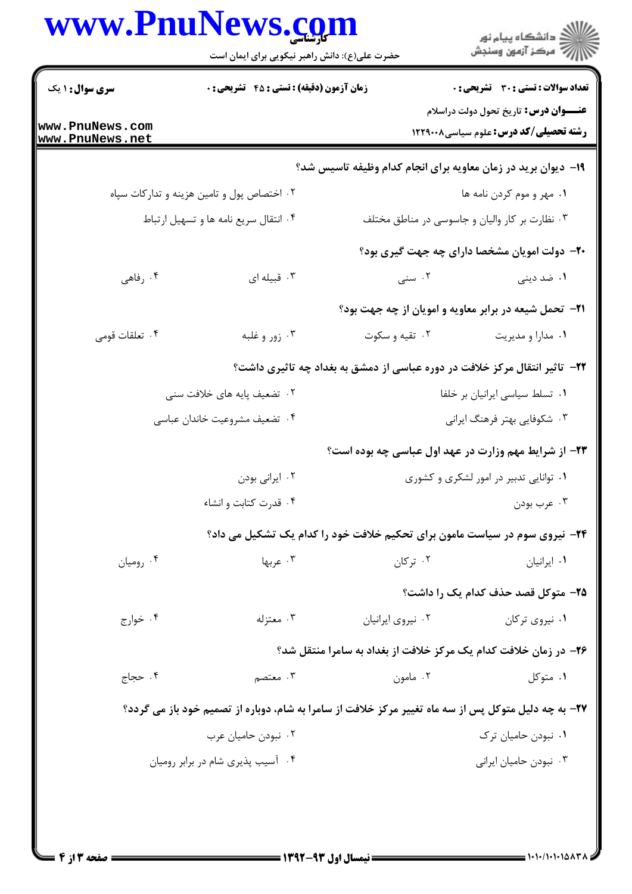**۱۹- دیوان برید در زمان معاویه برای انجام کدام وظیفه تاسیس شد؟**

۱. مهر و موم کردن نامه ها

۲. اختصاص پول و تامین هزینه و تدارکات سپاه

۳. نظارت بر کار والیان و جاسوسی در مناطق مختلف

۴. انتقال سریع نامه ها و تسهیل ارتباط

**۲۰- دولت امویان مشخصا دارای چه جهت گیری بود؟**

۱. ضد دینی

۲. سنی

۳. قبیله ای

۴. رفاهی

**۲۱- تحمل شیعه در برابر معاویه و امویان از چه جهت بود؟**

۱. مدارا و مدیریت

۲. تقیه و سکوت

۳. زور و غلبه

۴. تعلقات قومی

**۲۲- تاثیر انتقال مرکز خلافت در دوره عباسی از دمشق به بغداد چه تاثیری داشت؟**

۱. تسلط سیاسی ایرانیان بر خلفا

۲. تضعیف پایه های خلافت سنی

۳. شکوفایی بهتر فرهنگ ایرانی

۴. تضعیف مشروعیت خاندان عباسی

**۲۳- از شرایط مهم وزارت در عهد اول عباسی چه بوده است؟**

۱. توانایی تدبیر در امور لشکری و کشوری

۲. ایرانی بودن

۳. عرب بودن

۴. قدرت کتابت و انشاء

**۲۴- نیروی سوم در سیاست مامون برای تحکیم خلافت خود را کدام یک تشکیل می داد؟**

۱. ایرانیان

۲. ترکان

۳. عربها

۴. رومیان

**۲۵- متوکل قصد حذف کدام یک را داشت؟**

۱. نیروی ترکان

۲. نیروی ایرانیان

۳. معتزله

۴. خوارج

**۲۶- در زمان خلافت کدام یک مرکز خلافت از بغداد به سامرا منتقل شد؟**

۱. متوکل

۲. مامون

۳. معتصم

۴. حجاج

**۲۷- به چه دلیل متوکل پس از سه ماه تغییر مرکز خلافت از سامرا به شام، دوباره از تصمیم خود باز می گردد؟**

۱. نبودن حامیان ترک

۲. نبودن حامیان عرب

۳. نبودن حامیان ایرانی

۴. آسیب پذیری شام در برابر رومیان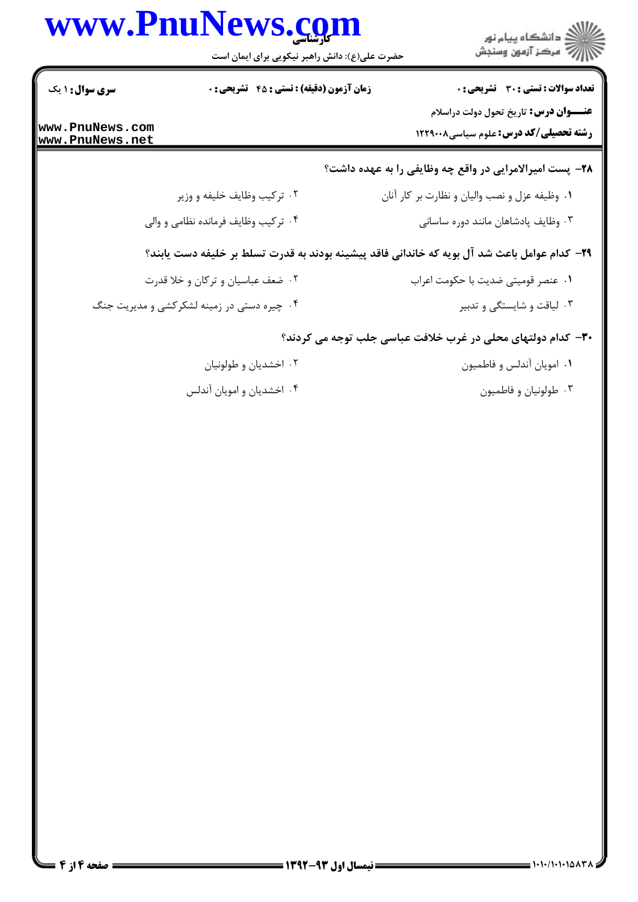۲۸- پست امیرالامرایی در واقع چه وظایفی را به عهده داشت؟

۱. وظیفه عزل و نصب والیان و نظارت بر کار آنان

۲. ترکیب وظایف خلیفه و وزیر

۳. وظایف پادشاهان مانند دوره ساسانی

۴. ترکیب وظایف فرمانده نظامی و والی

۲۹- کدام عوامل باعث شد آل بویه که خاندانی فاقد پیشینه بودند به قدرت تسلط بر خلیفه دست یابند؟

۱. عنصر قومیتی ضدیت با حکومت اعراب

۲. ضعف عباسیان و ترکان و خلا قدرت

۳. لیاقت و شایستگی و تدبیر

۴. چیره دستی در زمینه لشکرکشی و مدیریت جنگ

۳۰- کدام دولتهای محلی در غرب خلافت عباسی جلب توجه می کردند؟

۱. امویان آندلس و فاطمیون

۲. اخشدیان و طولونیان

۳. طولونیان و فاطمیون

۴. اخشدیان و امویان آندلس